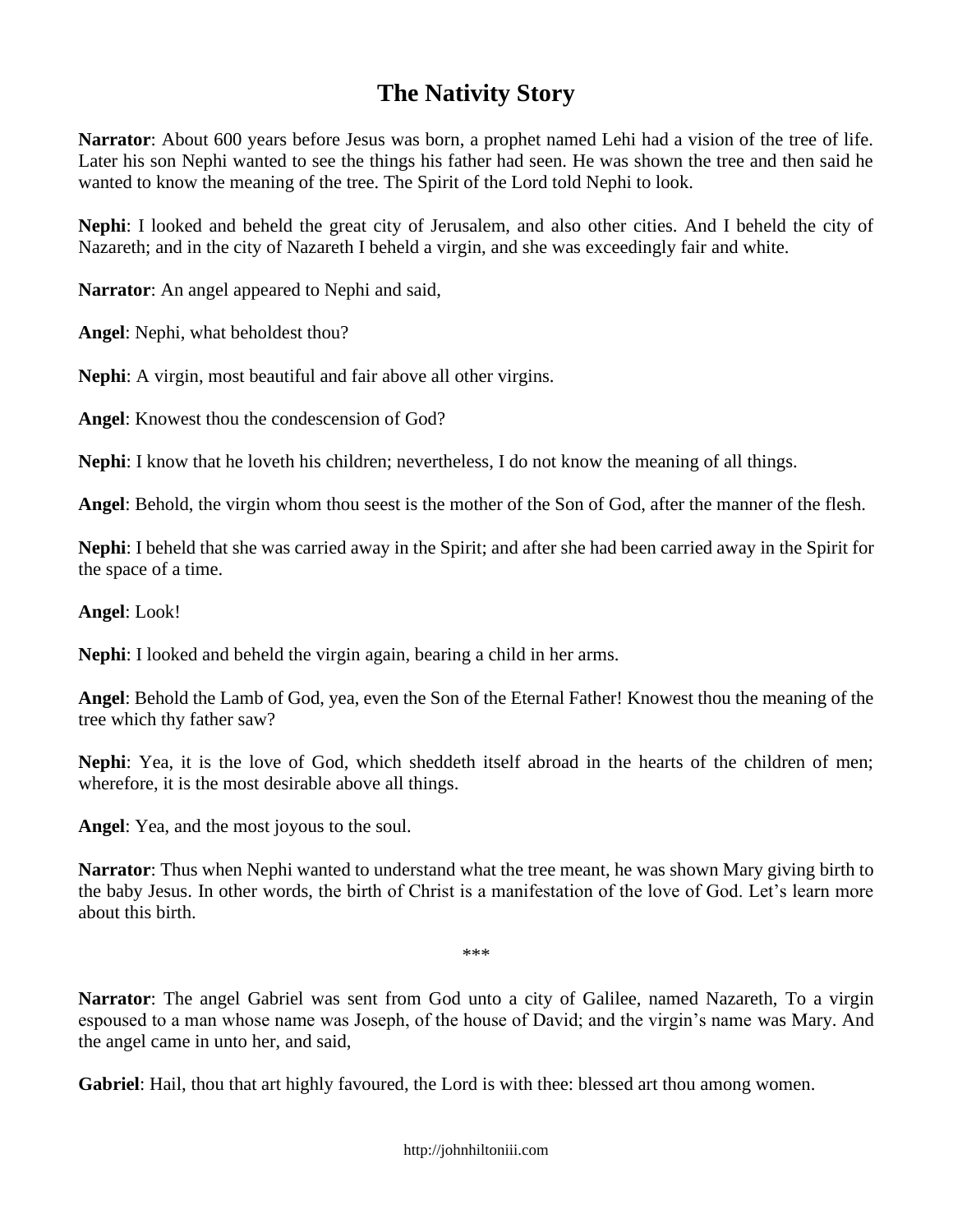# The Nativity Story

**Narrator**: About 600 years before Jesus was born, a prophet named Lehi had a vision of the tree of life. Later his son Nephi wanted to see the things his father had seen. He was shown the tree and then said he wanted to know the meaning of the tree. The Spirit of the Lord told Nephi to look.

**Nephi**: I looked and beheld the great city of Jerusalem, and also other cities. And I beheld the city of Nazareth; and in the city of Nazareth I beheld a virgin, and she was exceedingly fair and white.

**Narrator**: An angel appeared to Nephi and said,

**Angel**: Nephi, what beholdest thou?

**Nephi**: A virgin, most beautiful and fair above all other virgins.

**Angel**: Knowest thou the condescension of God?

**Nephi**: I know that he loveth his children; nevertheless, I do not know the meaning of all things.

**Angel**: Behold, the virgin whom thou seest is the mother of the Son of God, after the manner of the flesh.

**Nephi**: I beheld that she was carried away in the Spirit; and after she had been carried away in the Spirit for the space of a time.

**Angel**: Look!

**Nephi**: I looked and beheld the virgin again, bearing a child in her arms.

**Angel**: Behold the Lamb of God, yea, even the Son of the Eternal Father! Knowest thou the meaning of the tree which thy father saw?

**Nephi**: Yea, it is the love of God, which sheddeth itself abroad in the hearts of the children of men; wherefore, it is the most desirable above all things.

**Angel**: Yea, and the most joyous to the soul.

**Narrator**: Thus when Nephi wanted to understand what the tree meant, he was shown Mary giving birth to the baby Jesus. In other words, the birth of Christ is a manifestation of the love of God. Let's learn more about this birth.

***

**Narrator**: The angel Gabriel was sent from God unto a city of Galilee, named Nazareth, To a virgin espoused to a man whose name was Joseph, of the house of David; and the virgin's name was Mary. And the angel came in unto her, and said,

**Gabriel**: Hail, thou that art highly favoured, the Lord is with thee: blessed art thou among women.

http://johnhiltoniii.com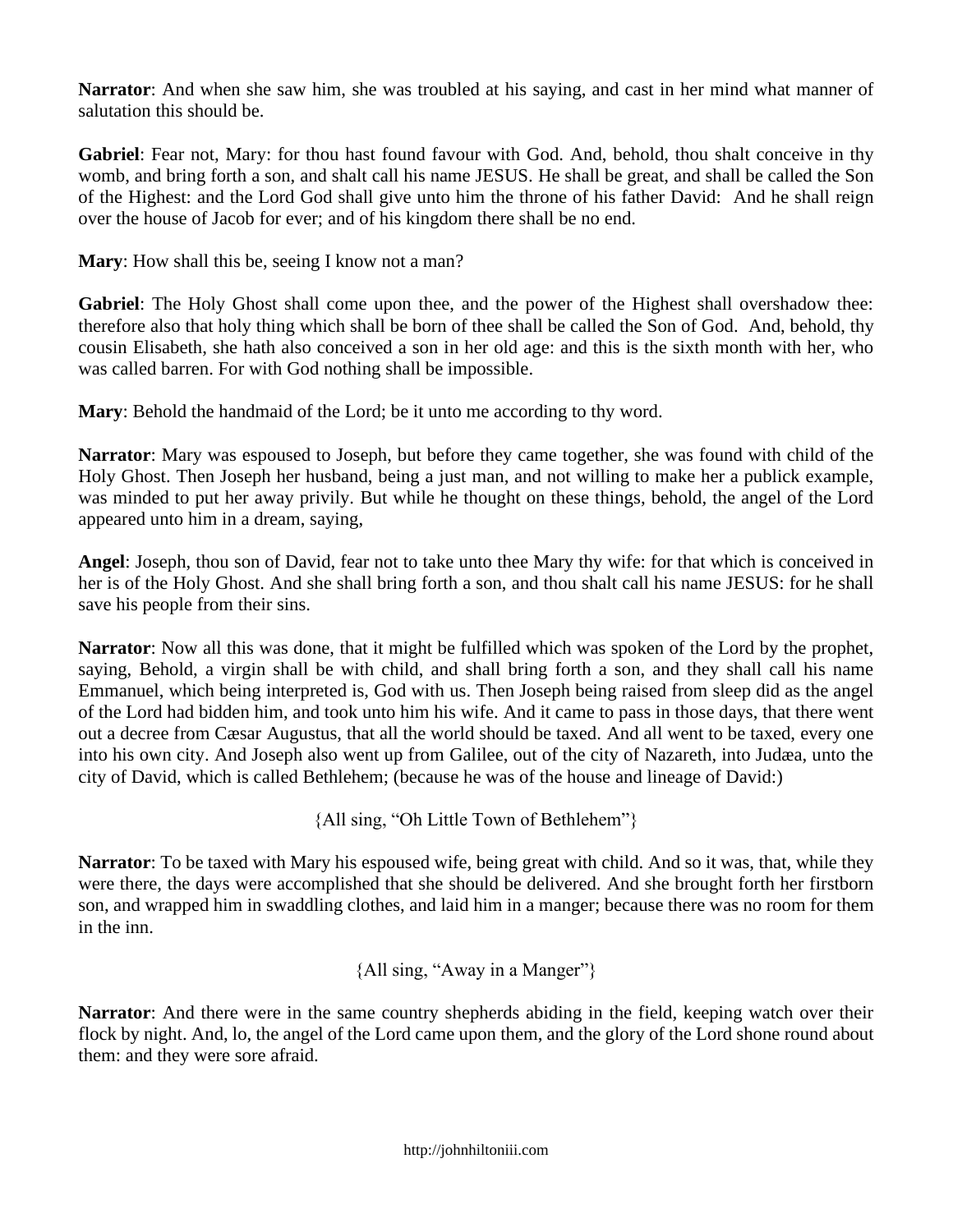**Narrator**: And when she saw him, she was troubled at his saying, and cast in her mind what manner of salutation this should be.

**Gabriel**: Fear not, Mary: for thou hast found favour with God. And, behold, thou shalt conceive in thy womb, and bring forth a son, and shalt call his name JESUS. He shall be great, and shall be called the Son of the Highest: and the Lord God shall give unto him the throne of his father David: And he shall reign over the house of Jacob for ever; and of his kingdom there shall be no end.

**Mary**: How shall this be, seeing I know not a man?

**Gabriel**: The Holy Ghost shall come upon thee, and the power of the Highest shall overshadow thee: therefore also that holy thing which shall be born of thee shall be called the Son of God. And, behold, thy cousin Elisabeth, she hath also conceived a son in her old age: and this is the sixth month with her, who was called barren. For with God nothing shall be impossible.

**Mary**: Behold the handmaid of the Lord; be it unto me according to thy word.

**Narrator**: Mary was espoused to Joseph, but before they came together, she was found with child of the Holy Ghost. Then Joseph her husband, being a just man, and not willing to make her a publick example, was minded to put her away privily. But while he thought on these things, behold, the angel of the Lord appeared unto him in a dream, saying,

**Angel**: Joseph, thou son of David, fear not to take unto thee Mary thy wife: for that which is conceived in her is of the Holy Ghost. And she shall bring forth a son, and thou shalt call his name JESUS: for he shall save his people from their sins.

**Narrator**: Now all this was done, that it might be fulfilled which was spoken of the Lord by the prophet, saying, Behold, a virgin shall be with child, and shall bring forth a son, and they shall call his name Emmanuel, which being interpreted is, God with us. Then Joseph being raised from sleep did as the angel of the Lord had bidden him, and took unto him his wife. And it came to pass in those days, that there went out a decree from Cæsar Augustus, that all the world should be taxed. And all went to be taxed, every one into his own city. And Joseph also went up from Galilee, out of the city of Nazareth, into Judæa, unto the city of David, which is called Bethlehem; (because he was of the house and lineage of David:)

{All sing, "Oh Little Town of Bethlehem"}

**Narrator**: To be taxed with Mary his espoused wife, being great with child. And so it was, that, while they were there, the days were accomplished that she should be delivered. And she brought forth her firstborn son, and wrapped him in swaddling clothes, and laid him in a manger; because there was no room for them in the inn.

{All sing, "Away in a Manger"}

**Narrator**: And there were in the same country shepherds abiding in the field, keeping watch over their flock by night. And, lo, the angel of the Lord came upon them, and the glory of the Lord shone round about them: and they were sore afraid.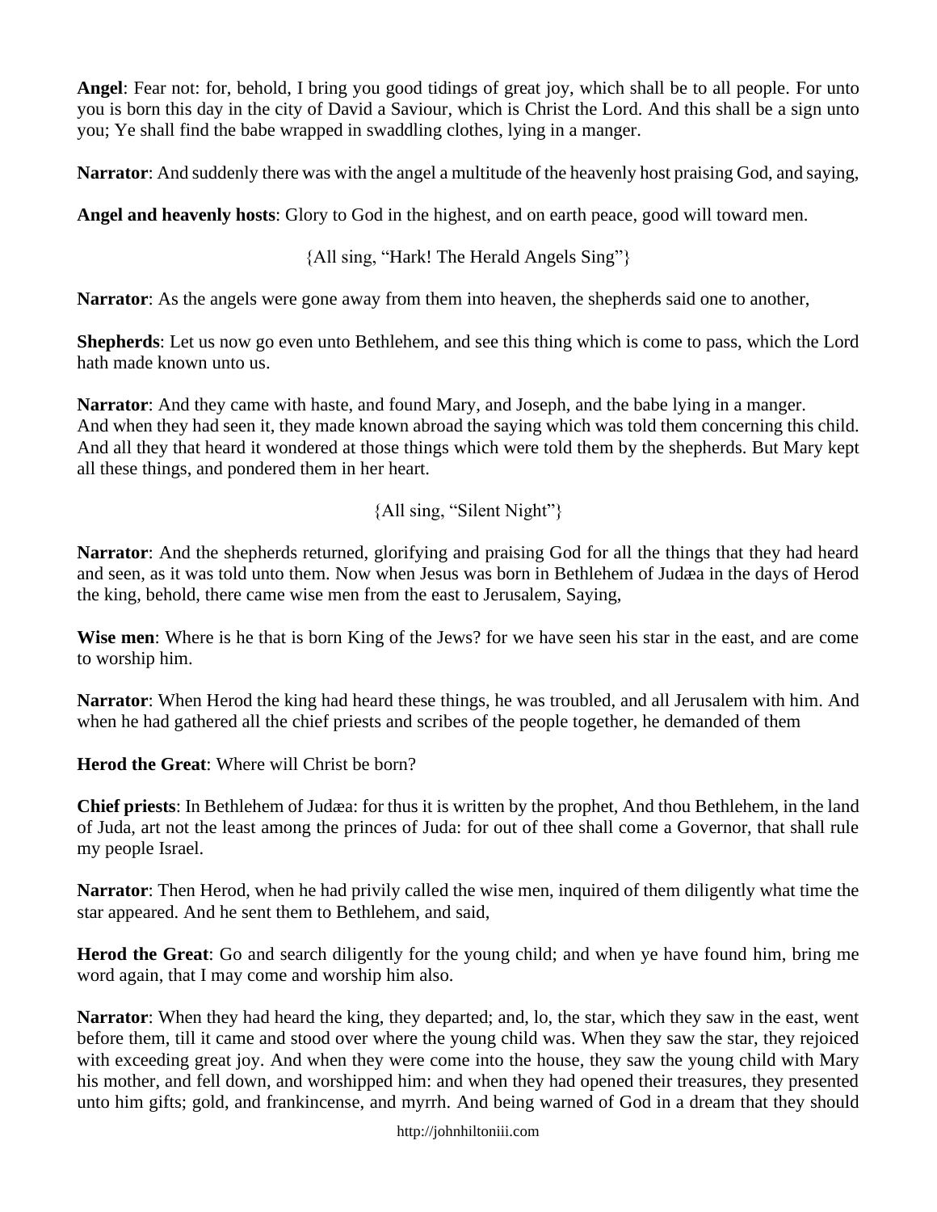**Angel**: Fear not: for, behold, I bring you good tidings of great joy, which shall be to all people. For unto you is born this day in the city of David a Saviour, which is Christ the Lord. And this shall be a sign unto you; Ye shall find the babe wrapped in swaddling clothes, lying in a manger.

**Narrator**: And suddenly there was with the angel a multitude of the heavenly host praising God, and saying,

**Angel and heavenly hosts**: Glory to God in the highest, and on earth peace, good will toward men.

{All sing, "Hark! The Herald Angels Sing"}

**Narrator**: As the angels were gone away from them into heaven, the shepherds said one to another,

**Shepherds**: Let us now go even unto Bethlehem, and see this thing which is come to pass, which the Lord hath made known unto us.

**Narrator**: And they came with haste, and found Mary, and Joseph, and the babe lying in a manger. And when they had seen it, they made known abroad the saying which was told them concerning this child. And all they that heard it wondered at those things which were told them by the shepherds. But Mary kept all these things, and pondered them in her heart.

{All sing, "Silent Night"}

**Narrator**: And the shepherds returned, glorifying and praising God for all the things that they had heard and seen, as it was told unto them. Now when Jesus was born in Bethlehem of Judæa in the days of Herod the king, behold, there came wise men from the east to Jerusalem, Saying,

**Wise men**: Where is he that is born King of the Jews? for we have seen his star in the east, and are come to worship him.

**Narrator**: When Herod the king had heard these things, he was troubled, and all Jerusalem with him. And when he had gathered all the chief priests and scribes of the people together, he demanded of them

**Herod the Great**: Where will Christ be born?

**Chief priests**: In Bethlehem of Judæa: for thus it is written by the prophet, And thou Bethlehem, in the land of Juda, art not the least among the princes of Juda: for out of thee shall come a Governor, that shall rule my people Israel.

**Narrator**: Then Herod, when he had privily called the wise men, inquired of them diligently what time the star appeared. And he sent them to Bethlehem, and said,

**Herod the Great**: Go and search diligently for the young child; and when ye have found him, bring me word again, that I may come and worship him also.

**Narrator**: When they had heard the king, they departed; and, lo, the star, which they saw in the east, went before them, till it came and stood over where the young child was. When they saw the star, they rejoiced with exceeding great joy. And when they were come into the house, they saw the young child with Mary his mother, and fell down, and worshipped him: and when they had opened their treasures, they presented unto him gifts; gold, and frankincense, and myrrh. And being warned of God in a dream that they should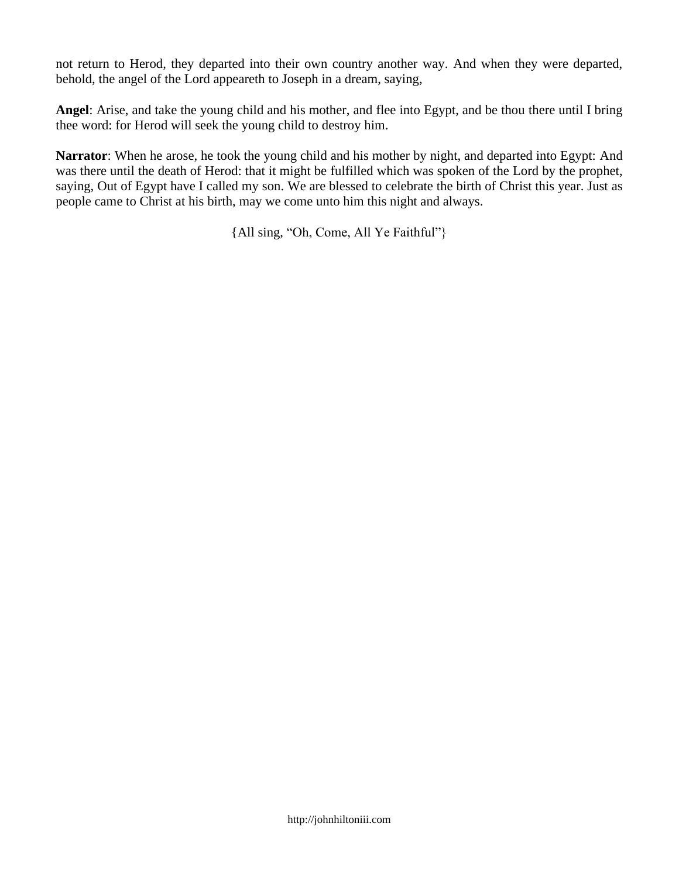not return to Herod, they departed into their own country another way. And when they were departed, behold, the angel of the Lord appeareth to Joseph in a dream, saying,

**Angel**: Arise, and take the young child and his mother, and flee into Egypt, and be thou there until I bring thee word: for Herod will seek the young child to destroy him.

**Narrator**: When he arose, he took the young child and his mother by night, and departed into Egypt: And was there until the death of Herod: that it might be fulfilled which was spoken of the Lord by the prophet, saying, Out of Egypt have I called my son. We are blessed to celebrate the birth of Christ this year. Just as people came to Christ at his birth, may we come unto him this night and always.

{All sing, "Oh, Come, All Ye Faithful"}

http://johnhiltoniii.com